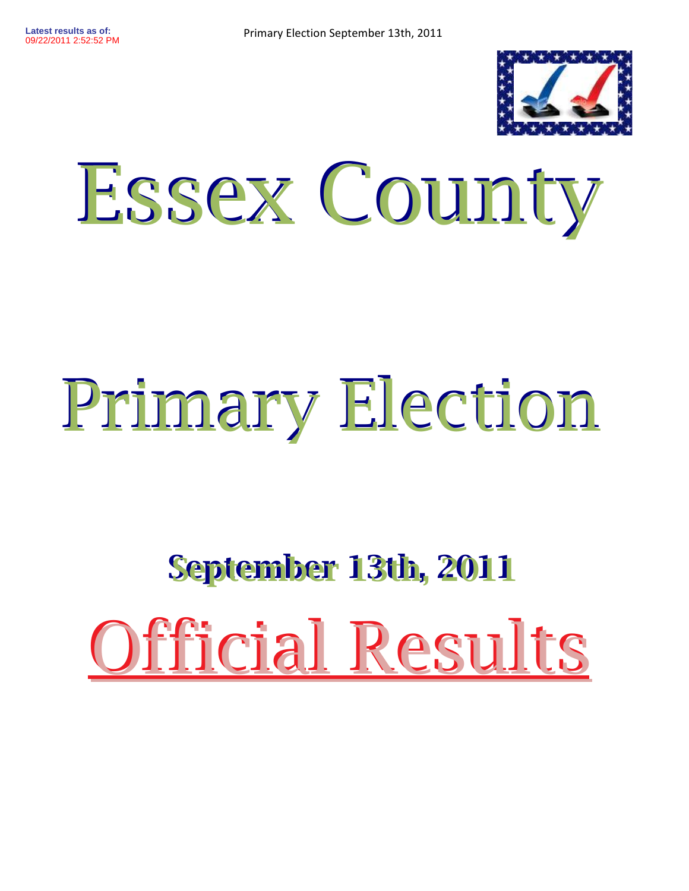Latest results as of:
09/22/2011 2:52:52 PM

Primary Election September 13th, 2011

# Essex County

# Primary Election

## September 13th, 2011

# Official Results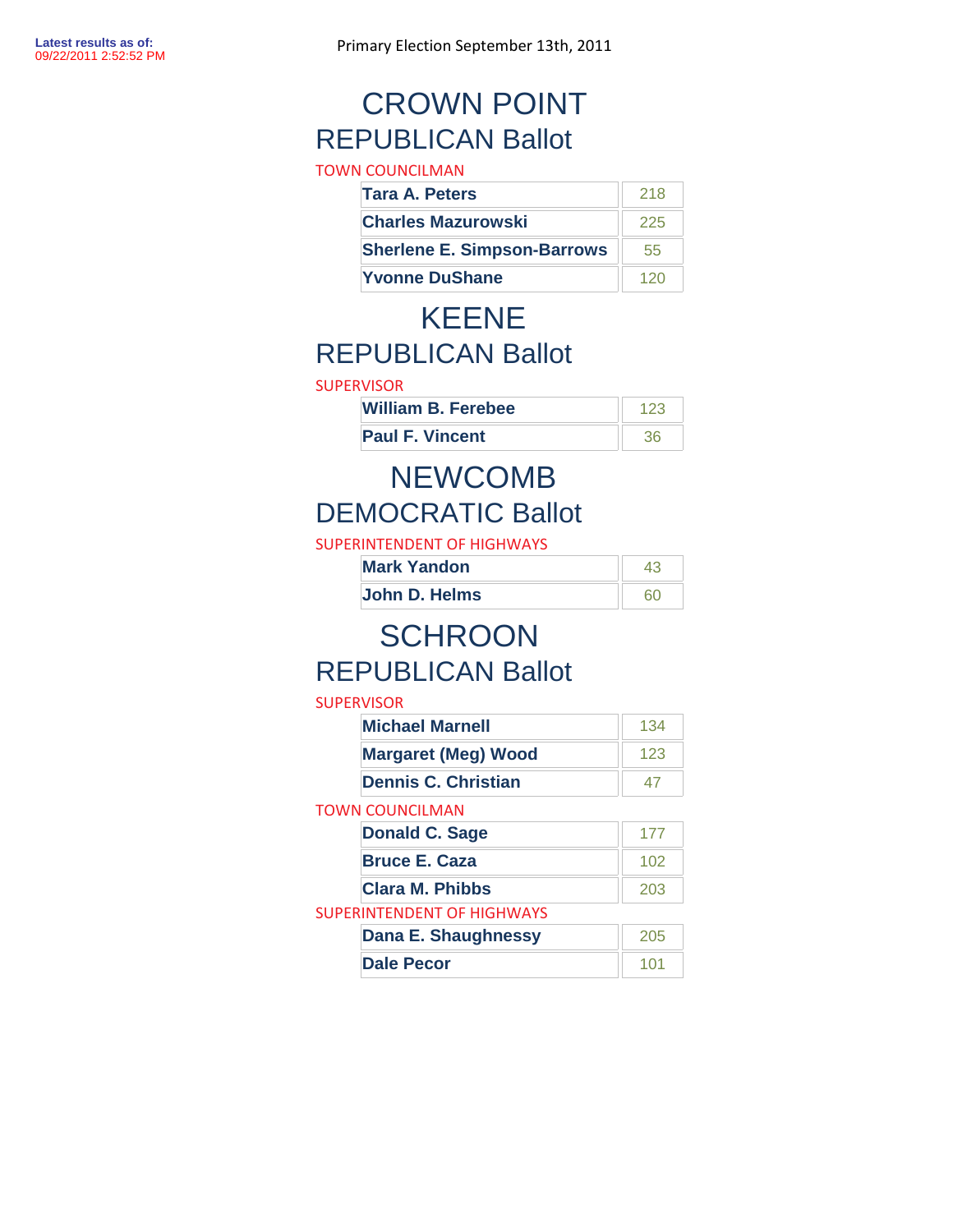Latest results as of:
09/22/2011 2:52:52 PM

Primary Election September 13th, 2011

# CROWN POINT

## REPUBLICAN Ballot

TOWN COUNCILMAN

| Candidate | Votes |
|---|---|
| **Tara A. Peters** | 218 |
| **Charles Mazurowski** | 225 |
| **Sherlene E. Simpson-Barrows** | 55 |
| **Yvonne DuShane** | 120 |

# KEENE

## REPUBLICAN Ballot

SUPERVISOR

| Candidate | Votes |
|---|---|
| **William B. Ferebee** | 123 |
| **Paul F. Vincent** | 36 |

# NEWCOMB

## DEMOCRATIC Ballot

SUPERINTENDENT OF HIGHWAYS

| Candidate | Votes |
|---|---|
| **Mark Yandon** | 43 |
| **John D. Helms** | 60 |

# SCHROON

## REPUBLICAN Ballot

SUPERVISOR

| Candidate | Votes |
|---|---|
| **Michael Marnell** | 134 |
| **Margaret (Meg) Wood** | 123 |
| **Dennis C. Christian** | 47 |

TOWN COUNCILMAN

| Candidate | Votes |
|---|---|
| **Donald C. Sage** | 177 |
| **Bruce E. Caza** | 102 |
| **Clara M. Phibbs** | 203 |

SUPERINTENDENT OF HIGHWAYS

| Candidate | Votes |
|---|---|
| **Dana E. Shaughnessy** | 205 |
| **Dale Pecor** | 101 |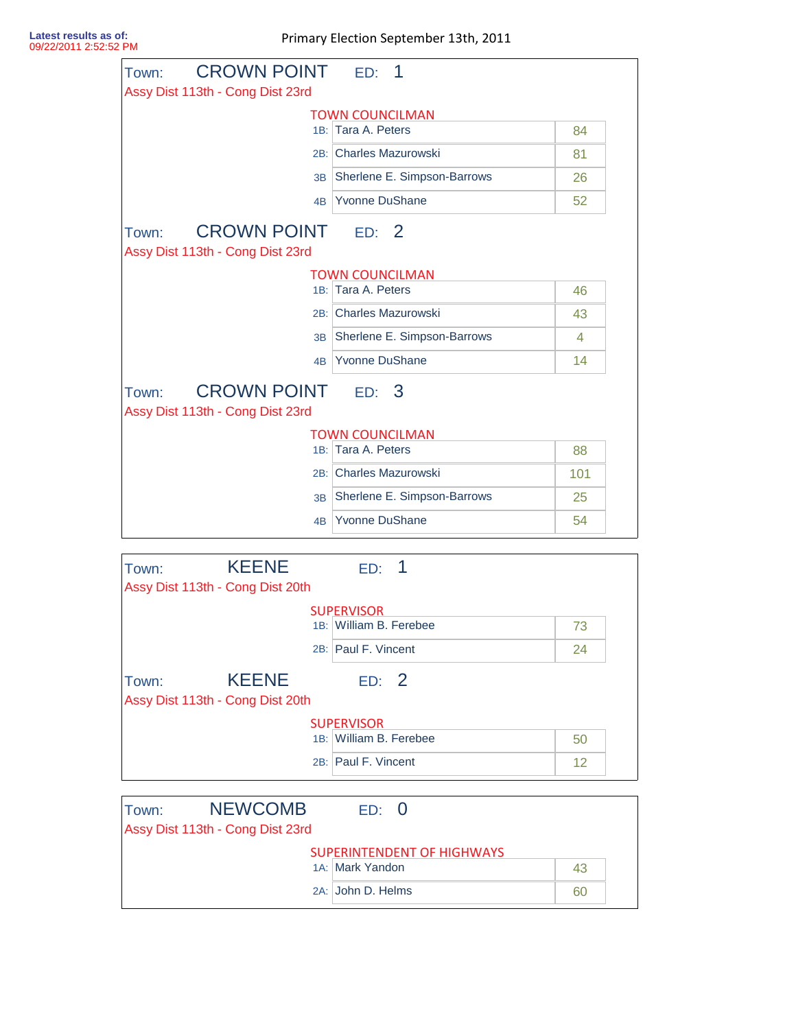Latest results as of:
09/22/2011 2:52:52 PM

Primary Election September 13th, 2011

## Town: CROWN POINT ED: 1

Assy Dist 113th - Cong Dist 23rd

**TOWN COUNCILMAN**

| | Candidate | Votes |
|---|---|---|
| 1B: | Tara A. Peters | 84 |
| 2B: | Charles Mazurowski | 81 |
| 3B | Sherlene E. Simpson-Barrows | 26 |
| 4B | Yvonne DuShane | 52 |

## Town: CROWN POINT ED: 2

Assy Dist 113th - Cong Dist 23rd

**TOWN COUNCILMAN**

| | Candidate | Votes |
|---|---|---|
| 1B: | Tara A. Peters | 46 |
| 2B: | Charles Mazurowski | 43 |
| 3B | Sherlene E. Simpson-Barrows | 4 |
| 4B | Yvonne DuShane | 14 |

## Town: CROWN POINT ED: 3

Assy Dist 113th - Cong Dist 23rd

**TOWN COUNCILMAN**

| | Candidate | Votes |
|---|---|---|
| 1B: | Tara A. Peters | 88 |
| 2B: | Charles Mazurowski | 101 |
| 3B | Sherlene E. Simpson-Barrows | 25 |
| 4B | Yvonne DuShane | 54 |

## Town: KEENE ED: 1

Assy Dist 113th - Cong Dist 20th

**SUPERVISOR**

| | Candidate | Votes |
|---|---|---|
| 1B: | William B. Ferebee | 73 |
| 2B: | Paul F. Vincent | 24 |

## Town: KEENE ED: 2

Assy Dist 113th - Cong Dist 20th

**SUPERVISOR**

| | Candidate | Votes |
|---|---|---|
| 1B: | William B. Ferebee | 50 |
| 2B: | Paul F. Vincent | 12 |

## Town: NEWCOMB ED: 0

Assy Dist 113th - Cong Dist 23rd

**SUPERINTENDENT OF HIGHWAYS**

| | Candidate | Votes |
|---|---|---|
| 1A: | Mark Yandon | 43 |
| 2A: | John D. Helms | 60 |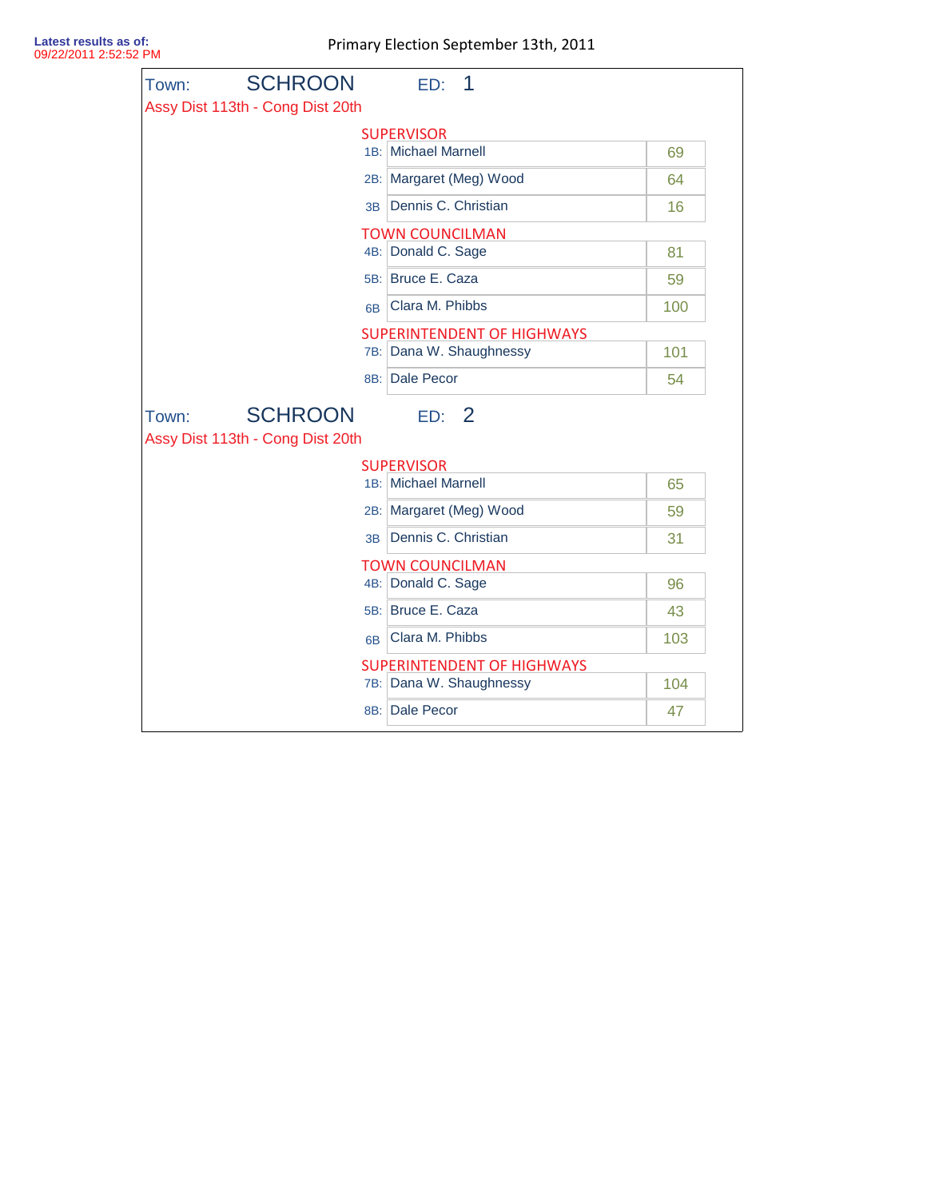Latest results as of:
09/22/2011 2:52:52 PM

Primary Election September 13th, 2011

## Town: SCHROON ED: 1

Assy Dist 113th - Cong Dist 20th

**SUPERVISOR**

| | Candidate | Votes |
|---|---|---|
| 1B: | Michael Marnell | 69 |
| 2B: | Margaret (Meg) Wood | 64 |
| 3B | Dennis C. Christian | 16 |

**TOWN COUNCILMAN**

| | Candidate | Votes |
|---|---|---|
| 4B: | Donald C. Sage | 81 |
| 5B: | Bruce E. Caza | 59 |
| 6B | Clara M. Phibbs | 100 |

**SUPERINTENDENT OF HIGHWAYS**

| | Candidate | Votes |
|---|---|---|
| 7B: | Dana W. Shaughnessy | 101 |
| 8B: | Dale Pecor | 54 |

## Town: SCHROON ED: 2

Assy Dist 113th - Cong Dist 20th

**SUPERVISOR**

| | Candidate | Votes |
|---|---|---|
| 1B: | Michael Marnell | 65 |
| 2B: | Margaret (Meg) Wood | 59 |
| 3B | Dennis C. Christian | 31 |

**TOWN COUNCILMAN**

| | Candidate | Votes |
|---|---|---|
| 4B: | Donald C. Sage | 96 |
| 5B: | Bruce E. Caza | 43 |
| 6B | Clara M. Phibbs | 103 |

**SUPERINTENDENT OF HIGHWAYS**

| | Candidate | Votes |
|---|---|---|
| 7B: | Dana W. Shaughnessy | 104 |
| 8B: | Dale Pecor | 47 |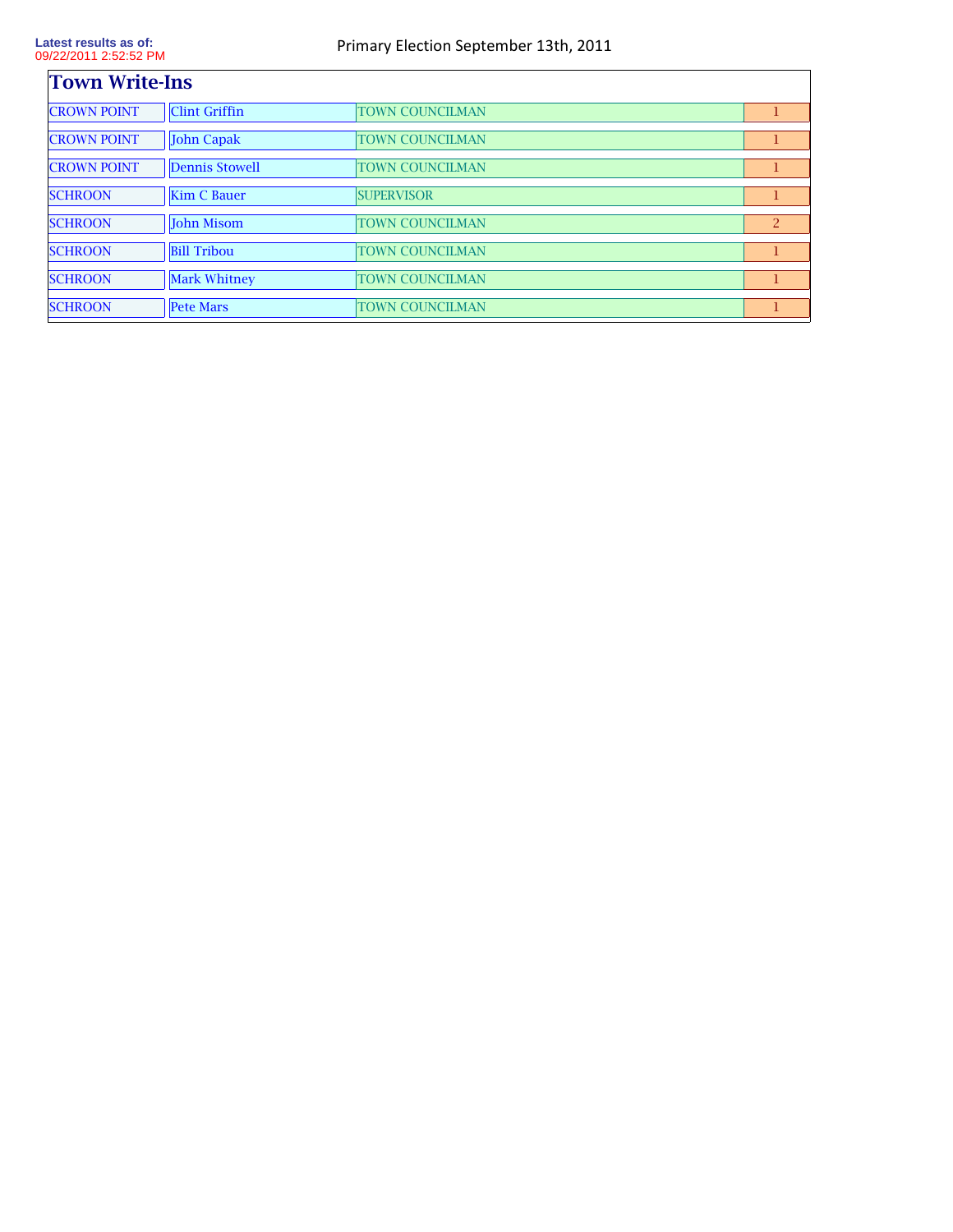Latest results as of:
09/22/2011 2:52:52 PM

Primary Election September 13th, 2011

## Town Write-Ins

| | | | |
|---|---|---|---|
| CROWN POINT | Clint Griffin | TOWN COUNCILMAN | 1 |
| CROWN POINT | John Capak | TOWN COUNCILMAN | 1 |
| CROWN POINT | Dennis Stowell | TOWN COUNCILMAN | 1 |
| SCHROON | Kim C Bauer | SUPERVISOR | 1 |
| SCHROON | John Misom | TOWN COUNCILMAN | 2 |
| SCHROON | Bill Tribou | TOWN COUNCILMAN | 1 |
| SCHROON | Mark Whitney | TOWN COUNCILMAN | 1 |
| SCHROON | Pete Mars | TOWN COUNCILMAN | 1 |